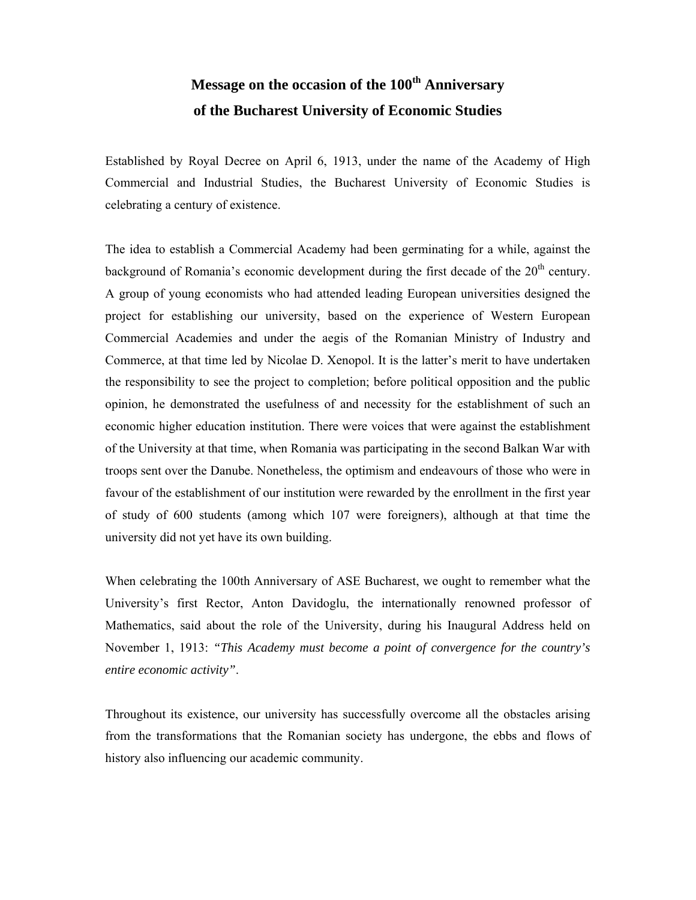# Message on the occasion of the 100th Anniversary of the Bucharest University of Economic Studies

Established by Royal Decree on April 6, 1913, under the name of the Academy of High Commercial and Industrial Studies, the Bucharest University of Economic Studies is celebrating a century of existence.

The idea to establish a Commercial Academy had been germinating for a while, against the background of Romania's economic development during the first decade of the 20th century. A group of young economists who had attended leading European universities designed the project for establishing our university, based on the experience of Western European Commercial Academies and under the aegis of the Romanian Ministry of Industry and Commerce, at that time led by Nicolae D. Xenopol. It is the latter's merit to have undertaken the responsibility to see the project to completion; before political opposition and the public opinion, he demonstrated the usefulness of and necessity for the establishment of such an economic higher education institution. There were voices that were against the establishment of the University at that time, when Romania was participating in the second Balkan War with troops sent over the Danube. Nonetheless, the optimism and endeavours of those who were in favour of the establishment of our institution were rewarded by the enrollment in the first year of study of 600 students (among which 107 were foreigners), although at that time the university did not yet have its own building.

When celebrating the 100th Anniversary of ASE Bucharest, we ought to remember what the University's first Rector, Anton Davidoglu, the internationally renowned professor of Mathematics, said about the role of the University, during his Inaugural Address held on November 1, 1913: *"This Academy must become a point of convergence for the country's entire economic activity"*.

Throughout its existence, our university has successfully overcome all the obstacles arising from the transformations that the Romanian society has undergone, the ebbs and flows of history also influencing our academic community.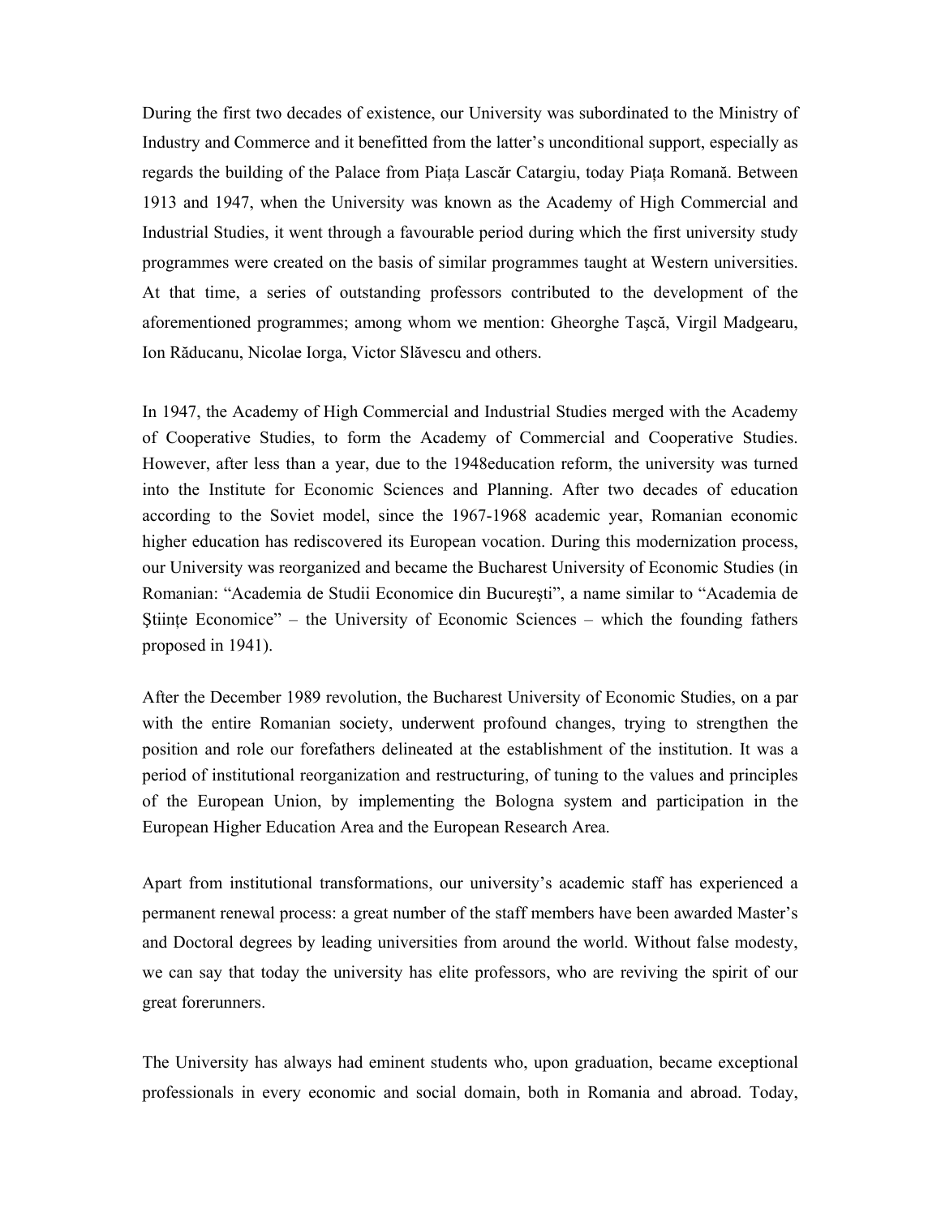During the first two decades of existence, our University was subordinated to the Ministry of Industry and Commerce and it benefitted from the latter's unconditional support, especially as regards the building of the Palace from Piața Lascăr Catargiu, today Piața Romană. Between 1913 and 1947, when the University was known as the Academy of High Commercial and Industrial Studies, it went through a favourable period during which the first university study programmes were created on the basis of similar programmes taught at Western universities. At that time, a series of outstanding professors contributed to the development of the aforementioned programmes; among whom we mention: Gheorghe Taşcă, Virgil Madgearu, Ion Răducanu, Nicolae Iorga, Victor Slăvescu and others.

In 1947, the Academy of High Commercial and Industrial Studies merged with the Academy of Cooperative Studies, to form the Academy of Commercial and Cooperative Studies. However, after less than a year, due to the 1948education reform, the university was turned into the Institute for Economic Sciences and Planning. After two decades of education according to the Soviet model, since the 1967-1968 academic year, Romanian economic higher education has rediscovered its European vocation. During this modernization process, our University was reorganized and became the Bucharest University of Economic Studies (in Romanian: "Academia de Studii Economice din București", a name similar to "Academia de Ştiințe Economice" – the University of Economic Sciences – which the founding fathers proposed in 1941).

After the December 1989 revolution, the Bucharest University of Economic Studies, on a par with the entire Romanian society, underwent profound changes, trying to strengthen the position and role our forefathers delineated at the establishment of the institution. It was a period of institutional reorganization and restructuring, of tuning to the values and principles of the European Union, by implementing the Bologna system and participation in the European Higher Education Area and the European Research Area.

Apart from institutional transformations, our university's academic staff has experienced a permanent renewal process: a great number of the staff members have been awarded Master's and Doctoral degrees by leading universities from around the world. Without false modesty, we can say that today the university has elite professors, who are reviving the spirit of our great forerunners.

The University has always had eminent students who, upon graduation, became exceptional professionals in every economic and social domain, both in Romania and abroad. Today,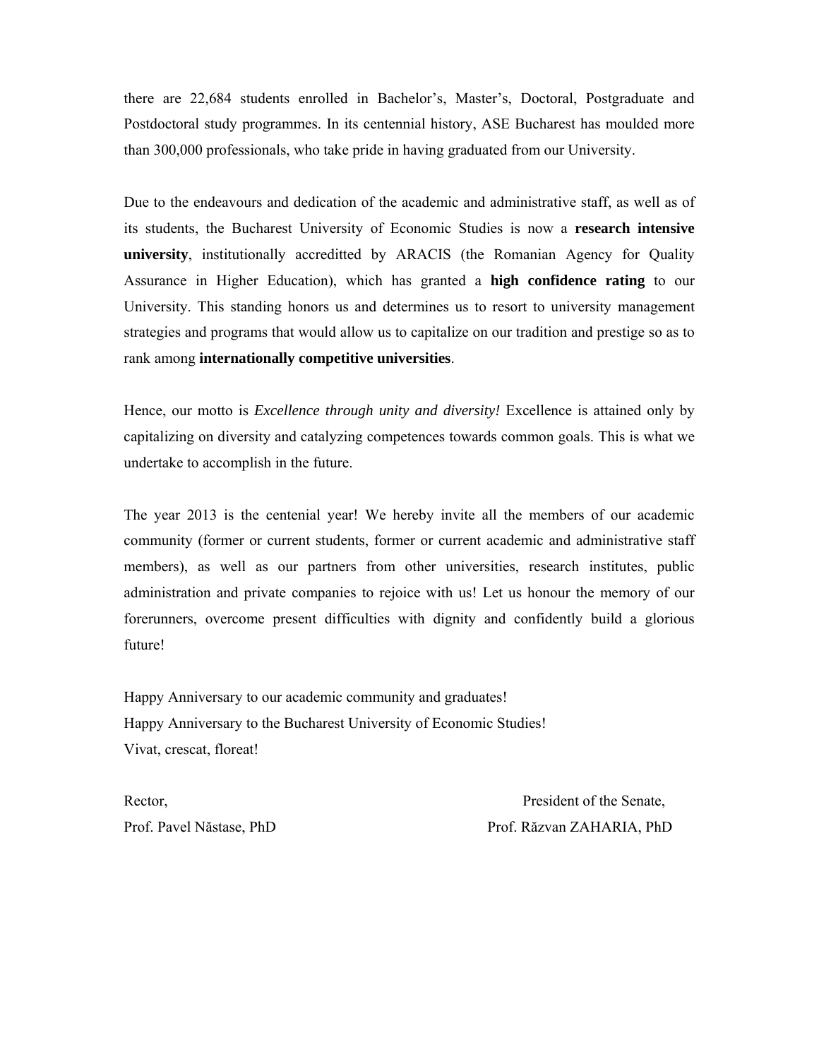there are 22,684 students enrolled in Bachelor's, Master's, Doctoral, Postgraduate and Postdoctoral study programmes. In its centennial history, ASE Bucharest has moulded more than 300,000 professionals, who take pride in having graduated from our University.

Due to the endeavours and dedication of the academic and administrative staff, as well as of its students, the Bucharest University of Economic Studies is now a **research intensive university**, institutionally accreditted by ARACIS (the Romanian Agency for Quality Assurance in Higher Education), which has granted a **high confidence rating** to our University. This standing honors us and determines us to resort to university management strategies and programs that would allow us to capitalize on our tradition and prestige so as to rank among **internationally competitive universities**.

Hence, our motto is *Excellence through unity and diversity!* Excellence is attained only by capitalizing on diversity and catalyzing competences towards common goals. This is what we undertake to accomplish in the future.

The year 2013 is the centenial year! We hereby invite all the members of our academic community (former or current students, former or current academic and administrative staff members), as well as our partners from other universities, research institutes, public administration and private companies to rejoice with us! Let us honour the memory of our forerunners, overcome present difficulties with dignity and confidently build a glorious future!

Happy Anniversary to our academic community and graduates!
Happy Anniversary to the Bucharest University of Economic Studies!
Vivat, crescat, floreat!

Rector,
Prof. Pavel Năstase, PhD

President of the Senate,
Prof. Răzvan ZAHARIA, PhD